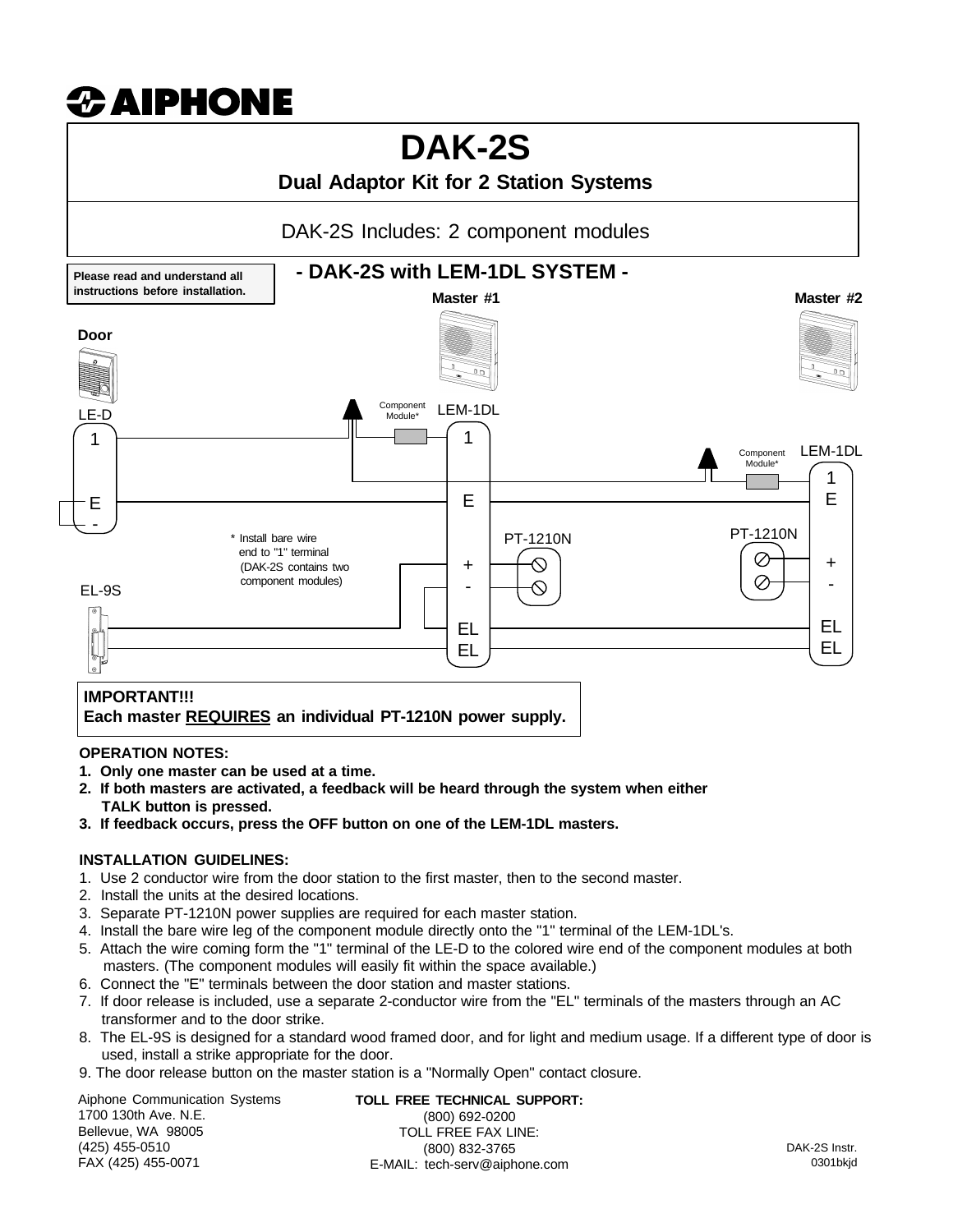# AIPHONE

# DAK-2S

## Dual Adaptor Kit for 2 Station Systems

DAK-2S Includes: 2 component modules

**Please read and understand all instructions before installation.**

## - DAK-2S with LEM-1DL SYSTEM -

Master #1 — Master #2

Door — LE-D: 1, E, -

Component Module* — LEM-1DL: 1, E, +, -, EL, EL

Component Module* — LEM-1DL: 1, E, +, -, EL, EL

PT-1210N — PT-1210N

EL-9S

\* Install bare wire end to "1" terminal (DAK-2S contains two component modules)

**IMPORTANT!!!**
**Each master REQUIRES an individual PT-1210N power supply.**

**OPERATION NOTES:**

1. **Only one master can be used at a time.**
2. **If both masters are activated, a feedback will be heard through the system when either TALK button is pressed.**
3. **If feedback occurs, press the OFF button on one of the LEM-1DL masters.**

**INSTALLATION GUIDELINES:**

1. Use 2 conductor wire from the door station to the first master, then to the second master.
2. Install the units at the desired locations.
3. Separate PT-1210N power supplies are required for each master station.
4. Install the bare wire leg of the component module directly onto the "1" terminal of the LEM-1DL's.
5. Attach the wire coming form the "1" terminal of the LE-D to the colored wire end of the component modules at both masters. (The component modules will easily fit within the space available.)
6. Connect the "E" terminals between the door station and master stations.
7. If door release is included, use a separate 2-conductor wire from the "EL" terminals of the masters through an AC transformer and to the door strike.
8. The EL-9S is designed for a standard wood framed door, and for light and medium usage. If a different type of door is used, install a strike appropriate for the door.
9. The door release button on the master station is a "Normally Open" contact closure.

Aiphone Communication Systems
1700 130th Ave. N.E.
Bellevue, WA 98005
(425) 455-0510
FAX (425) 455-0071

**TOLL FREE TECHNICAL SUPPORT:**
(800) 692-0200
TOLL FREE FAX LINE:
(800) 832-3765
E-MAIL: tech-serv@aiphone.com

DAK-2S Instr.
0301bkjd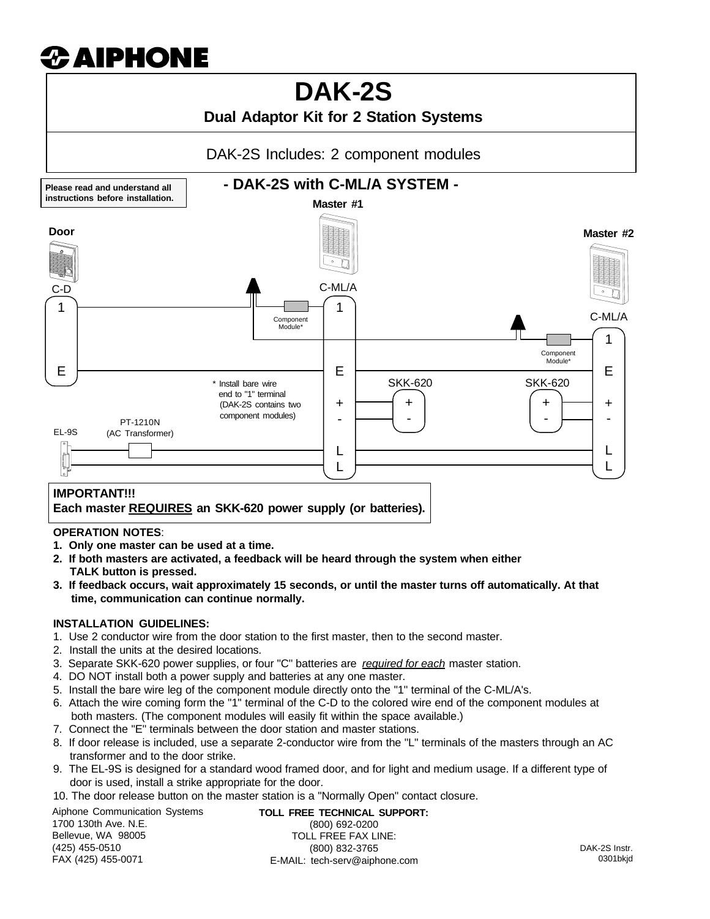AIPHONE

# DAK-2S

## Dual Adaptor Kit for 2 Station Systems

DAK-2S Includes: 2 component modules

**Please read and understand all instructions before installation.**

## - DAK-2S with C-ML/A SYSTEM -

**Master #1**

**Door**

**Master #2**

C-D

C-ML/A

C-ML/A

1

1

1

Component Module*

Component Module*

E

E

E

SKK-620

SKK-620

\* Install bare wire end to "1" terminal (DAK-2S contains two component modules)

\+ -

\+ -

\+ -

\+ -

PT-1210N (AC Transformer)

EL-9S

L L

L L

**IMPORTANT!!!**
**Each master REQUIRES an SKK-620 power supply (or batteries).**

**OPERATION NOTES**:

1. **Only one master can be used at a time.**
2. **If both masters are activated, a feedback will be heard through the system when either TALK button is pressed.**
3. **If feedback occurs, wait approximately 15 seconds, or until the master turns off automatically. At that time, communication can continue normally.**

**INSTALLATION GUIDELINES:**

1. Use 2 conductor wire from the door station to the first master, then to the second master.
2. Install the units at the desired locations.
3. Separate SKK-620 power supplies, or four "C" batteries are *required for each* master station.
4. DO NOT install both a power supply and batteries at any one master.
5. Install the bare wire leg of the component module directly onto the "1" terminal of the C-ML/A's.
6. Attach the wire coming form the "1" terminal of the C-D to the colored wire end of the component modules at both masters. (The component modules will easily fit within the space available.)
7. Connect the "E" terminals between the door station and master stations.
8. If door release is included, use a separate 2-conductor wire from the "L" terminals of the masters through an AC transformer and to the door strike.
9. The EL-9S is designed for a standard wood framed door, and for light and medium usage. If a different type of door is used, install a strike appropriate for the door.
10. The door release button on the master station is a "Normally Open" contact closure.

Aiphone Communication Systems
1700 130th Ave. N.E.
Bellevue, WA 98005
(425) 455-0510
FAX (425) 455-0071

**TOLL FREE TECHNICAL SUPPORT:**
(800) 692-0200
TOLL FREE FAX LINE:
(800) 832-3765
E-MAIL: tech-serv@aiphone.com

DAK-2S Instr.
0301bkjd